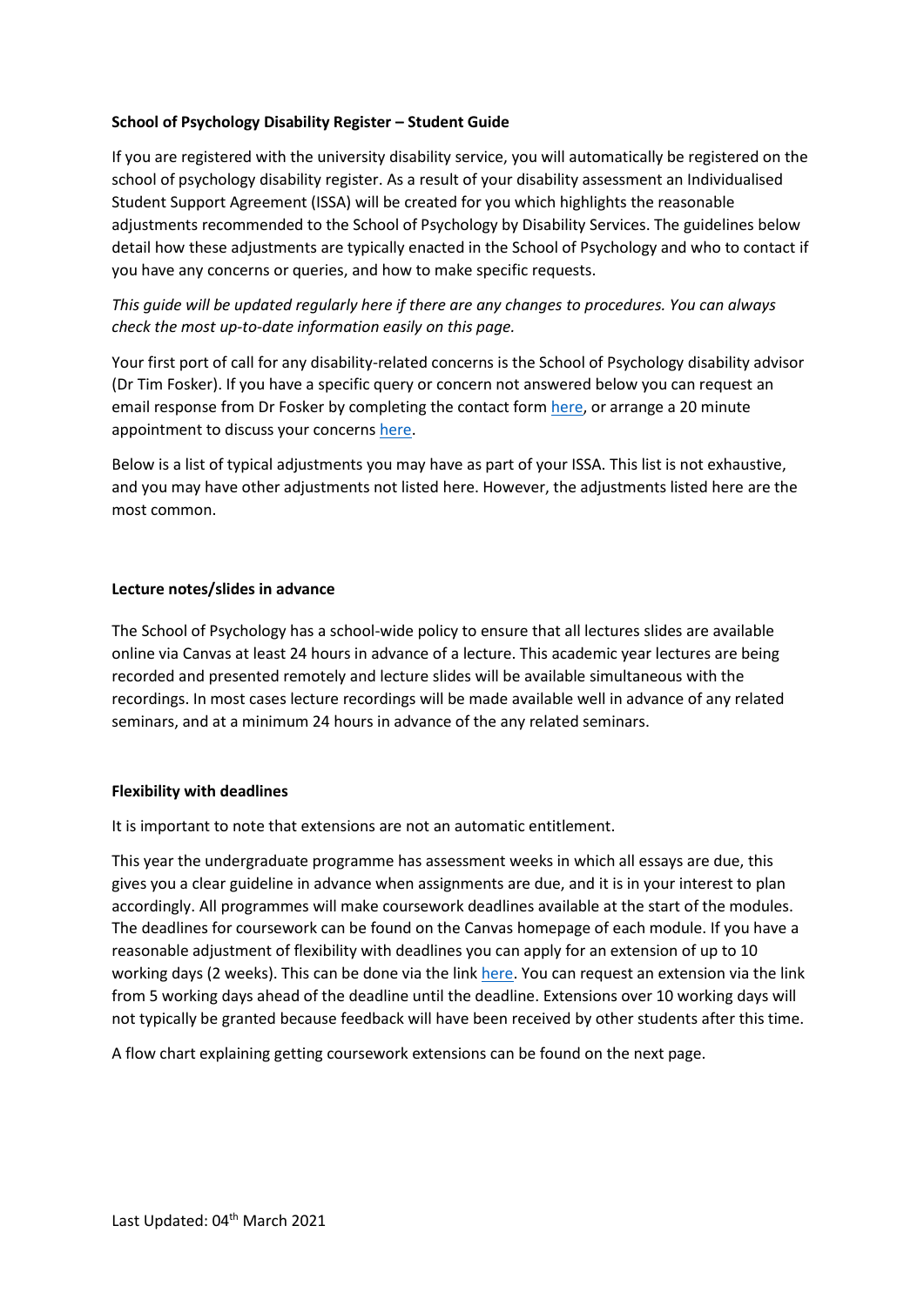**School of Psychology Disability Register – Student Guide**

If you are registered with the university disability service, you will automatically be registered on the school of psychology disability register. As a result of your disability assessment an Individualised Student Support Agreement (ISSA) will be created for you which highlights the reasonable adjustments recommended to the School of Psychology by Disability Services. The guidelines below detail how these adjustments are typically enacted in the School of Psychology and who to contact if you have any concerns or queries, and how to make specific requests.

*This guide will be updated regularly here if there are any changes to procedures. You can always check the most up-to-date information easily on this page.*

Your first port of call for any disability-related concerns is the School of Psychology disability advisor (Dr Tim Fosker). If you have a specific query or concern not answered below you can request an email response from Dr Fosker by completing the contact form here, or arrange a 20 minute appointment to discuss your concerns here.

Below is a list of typical adjustments you may have as part of your ISSA. This list is not exhaustive, and you may have other adjustments not listed here. However, the adjustments listed here are the most common.

**Lecture notes/slides in advance**

The School of Psychology has a school-wide policy to ensure that all lectures slides are available online via Canvas at least 24 hours in advance of a lecture. This academic year lectures are being recorded and presented remotely and lecture slides will be available simultaneous with the recordings. In most cases lecture recordings will be made available well in advance of any related seminars, and at a minimum 24 hours in advance of the any related seminars.

**Flexibility with deadlines**

It is important to note that extensions are not an automatic entitlement.

This year the undergraduate programme has assessment weeks in which all essays are due, this gives you a clear guideline in advance when assignments are due, and it is in your interest to plan accordingly. All programmes will make coursework deadlines available at the start of the modules. The deadlines for coursework can be found on the Canvas homepage of each module. If you have a reasonable adjustment of flexibility with deadlines you can apply for an extension of up to 10 working days (2 weeks). This can be done via the link here. You can request an extension via the link from 5 working days ahead of the deadline until the deadline. Extensions over 10 working days will not typically be granted because feedback will have been received by other students after this time.

A flow chart explaining getting coursework extensions can be found on the next page.

Last Updated: 04th March 2021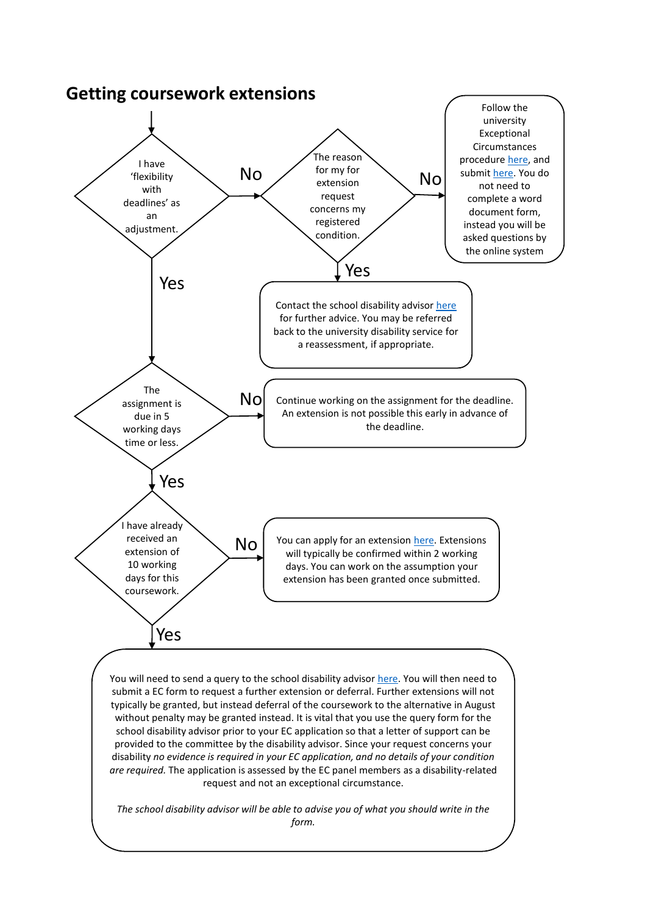## Getting coursework extensions

I have 'flexibility with deadlines' as an adjustment.

No

The reason for my for extension request concerns my registered condition.

No

Follow the university Exceptional Circumstances procedure here, and submit here. You do not need to complete a word document form, instead you will be asked questions by the online system

Yes

Contact the school disability advisor here for further advice. You may be referred back to the university disability service for a reassessment, if appropriate.

Yes

The assignment is due in 5 working days time or less.

No

Continue working on the assignment for the deadline. An extension is not possible this early in advance of the deadline.

Yes

I have already received an extension of 10 working days for this coursework.

No

You can apply for an extension here. Extensions will typically be confirmed within 2 working days. You can work on the assumption your extension has been granted once submitted.

Yes

You will need to send a query to the school disability advisor here. You will then need to submit a EC form to request a further extension or deferral. Further extensions will not typically be granted, but instead deferral of the coursework to the alternative in August without penalty may be granted instead. It is vital that you use the query form for the school disability advisor prior to your EC application so that a letter of support can be provided to the committee by the disability advisor. Since your request concerns your disability *no evidence is required in your EC application, and no details of your condition are required.* The application is assessed by the EC panel members as a disability-related request and not an exceptional circumstance.

*The school disability advisor will be able to advise you of what you should write in the form.*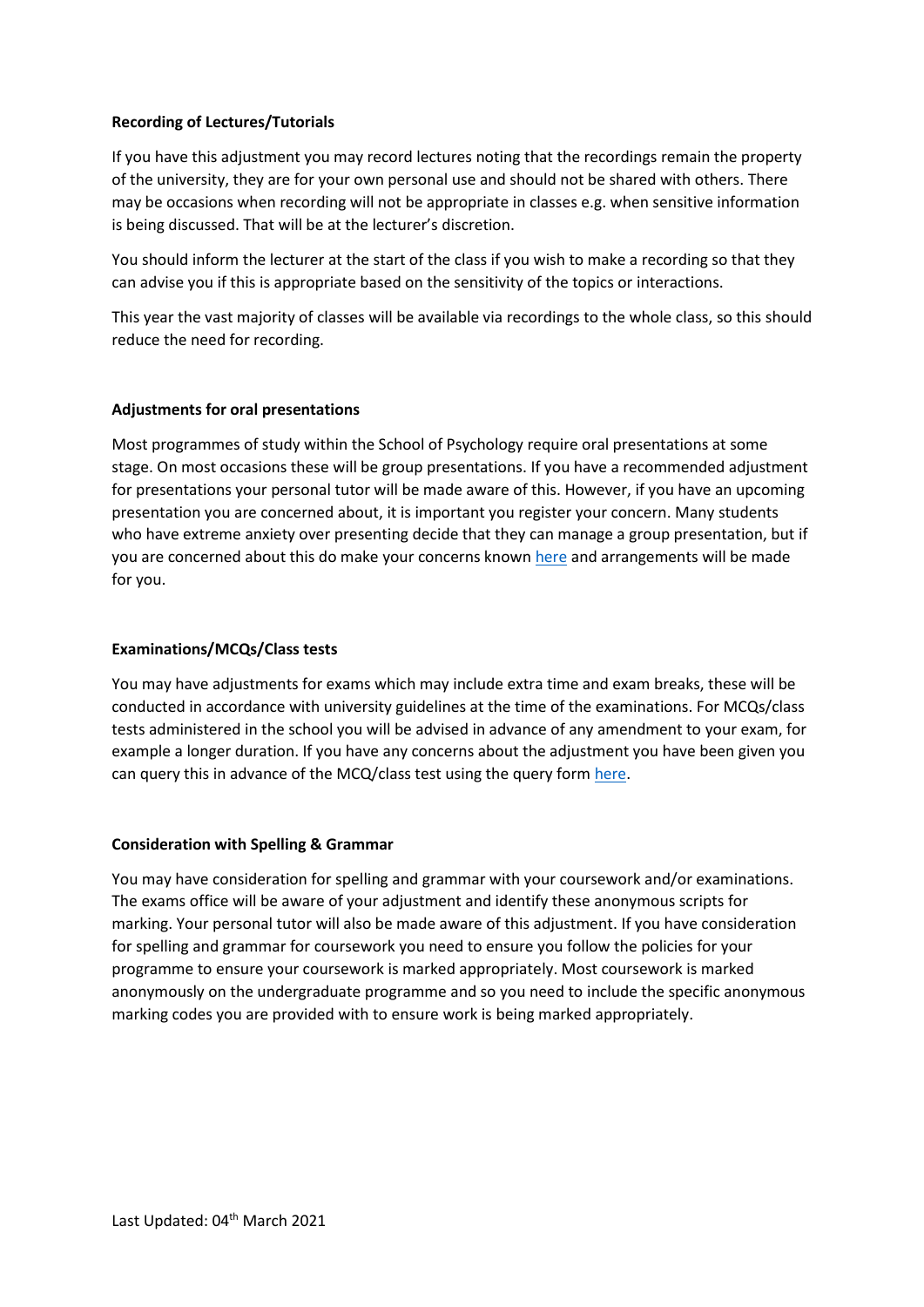**Recording of Lectures/Tutorials**

If you have this adjustment you may record lectures noting that the recordings remain the property of the university, they are for your own personal use and should not be shared with others. There may be occasions when recording will not be appropriate in classes e.g. when sensitive information is being discussed. That will be at the lecturer's discretion.

You should inform the lecturer at the start of the class if you wish to make a recording so that they can advise you if this is appropriate based on the sensitivity of the topics or interactions.

This year the vast majority of classes will be available via recordings to the whole class, so this should reduce the need for recording.

**Adjustments for oral presentations**

Most programmes of study within the School of Psychology require oral presentations at some stage. On most occasions these will be group presentations. If you have a recommended adjustment for presentations your personal tutor will be made aware of this. However, if you have an upcoming presentation you are concerned about, it is important you register your concern. Many students who have extreme anxiety over presenting decide that they can manage a group presentation, but if you are concerned about this do make your concerns known here and arrangements will be made for you.

**Examinations/MCQs/Class tests**

You may have adjustments for exams which may include extra time and exam breaks, these will be conducted in accordance with university guidelines at the time of the examinations. For MCQs/class tests administered in the school you will be advised in advance of any amendment to your exam, for example a longer duration. If you have any concerns about the adjustment you have been given you can query this in advance of the MCQ/class test using the query form here.

**Consideration with Spelling & Grammar**

You may have consideration for spelling and grammar with your coursework and/or examinations. The exams office will be aware of your adjustment and identify these anonymous scripts for marking. Your personal tutor will also be made aware of this adjustment. If you have consideration for spelling and grammar for coursework you need to ensure you follow the policies for your programme to ensure your coursework is marked appropriately. Most coursework is marked anonymously on the undergraduate programme and so you need to include the specific anonymous marking codes you are provided with to ensure work is being marked appropriately.

Last Updated: 04th March 2021